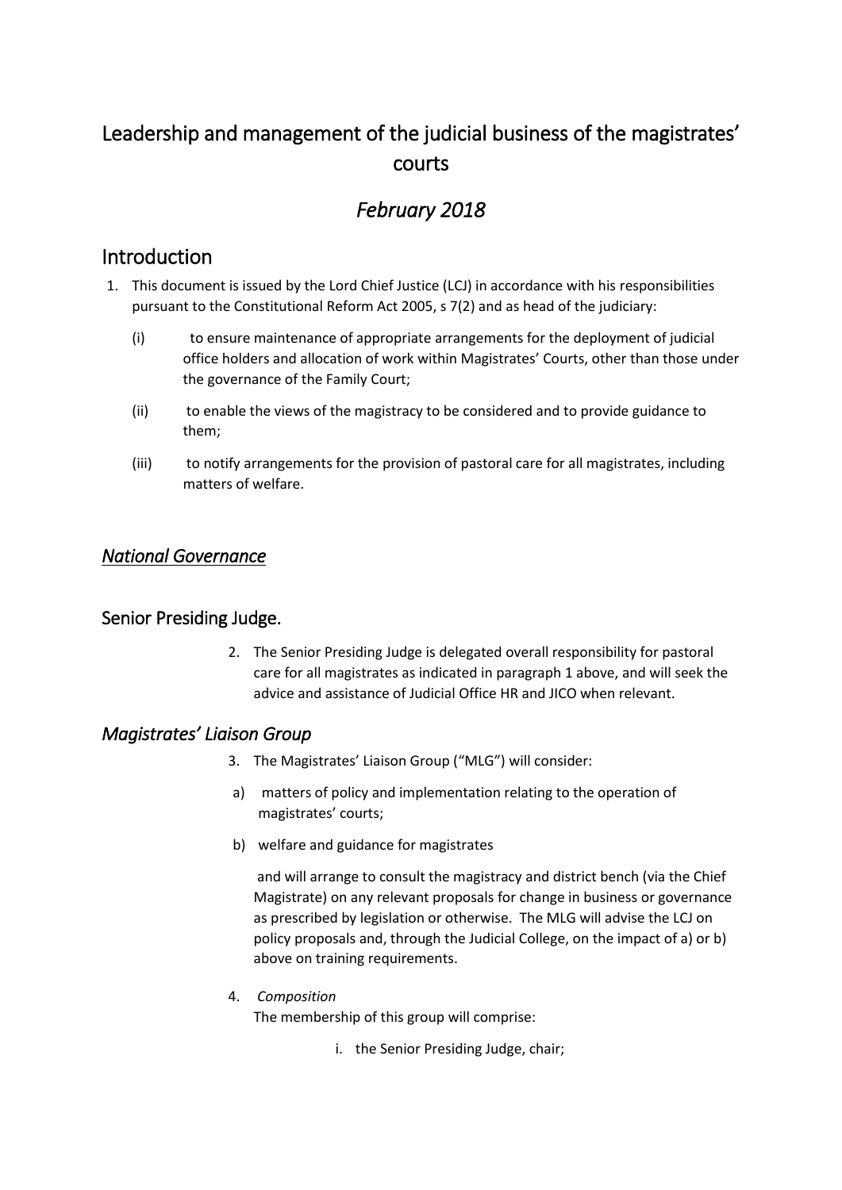# Leadership and management of the judicial business of the magistrates' courts

## *February 2018*

## Introduction

1. This document is issued by the Lord Chief Justice (LCJ) in accordance with his responsibilities pursuant to the Constitutional Reform Act 2005, s 7(2) and as head of the judiciary:

   (i) to ensure maintenance of appropriate arrangements for the deployment of judicial office holders and allocation of work within Magistrates' Courts, other than those under the governance of the Family Court;

   (ii) to enable the views of the magistracy to be considered and to provide guidance to them;

   (iii) to notify arrangements for the provision of pastoral care for all magistrates, including matters of welfare.

### *National Governance*

### Senior Presiding Judge.

2. The Senior Presiding Judge is delegated overall responsibility for pastoral care for all magistrates as indicated in paragraph 1 above, and will seek the advice and assistance of Judicial Office HR and JICO when relevant.

### *Magistrates' Liaison Group*

3. The Magistrates' Liaison Group ("MLG") will consider:

   a) matters of policy and implementation relating to the operation of magistrates' courts;

   b) welfare and guidance for magistrates

   and will arrange to consult the magistracy and district bench (via the Chief Magistrate) on any relevant proposals for change in business or governance as prescribed by legislation or otherwise. The MLG will advise the LCJ on policy proposals and, through the Judicial College, on the impact of a) or b) above on training requirements.

4. *Composition*

   The membership of this group will comprise:

   i. the Senior Presiding Judge, chair;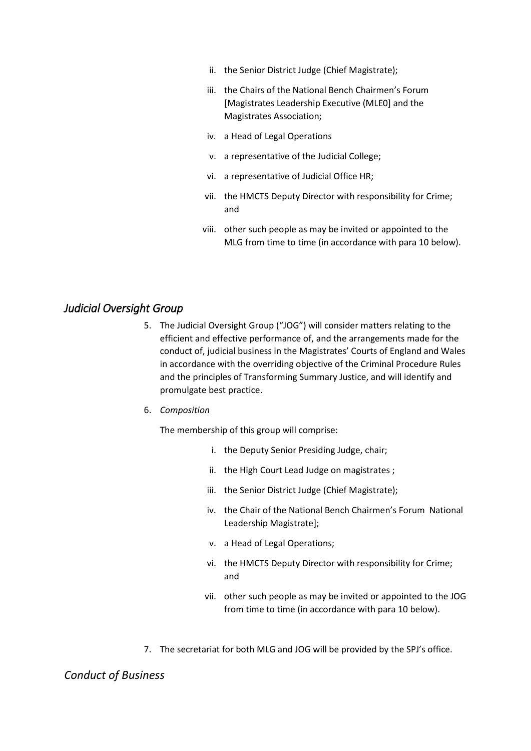ii. the Senior District Judge (Chief Magistrate);

iii. the Chairs of the National Bench Chairmen's Forum [Magistrates Leadership Executive (MLE0] and the Magistrates Association;

iv. a Head of Legal Operations

v. a representative of the Judicial College;

vi. a representative of Judicial Office HR;

vii. the HMCTS Deputy Director with responsibility for Crime; and

viii. other such people as may be invited or appointed to the MLG from time to time (in accordance with para 10 below).

## *Judicial Oversight Group*

5. The Judicial Oversight Group ("JOG") will consider matters relating to the efficient and effective performance of, and the arrangements made for the conduct of, judicial business in the Magistrates' Courts of England and Wales in accordance with the overriding objective of the Criminal Procedure Rules and the principles of Transforming Summary Justice, and will identify and promulgate best practice.

6. *Composition*

   The membership of this group will comprise:

   i. the Deputy Senior Presiding Judge, chair;

   ii. the High Court Lead Judge on magistrates ;

   iii. the Senior District Judge (Chief Magistrate);

   iv. the Chair of the National Bench Chairmen's Forum National Leadership Magistrate];

   v. a Head of Legal Operations;

   vi. the HMCTS Deputy Director with responsibility for Crime; and

   vii. other such people as may be invited or appointed to the JOG from time to time (in accordance with para 10 below).

7. The secretariat for both MLG and JOG will be provided by the SPJ's office.

## *Conduct of Business*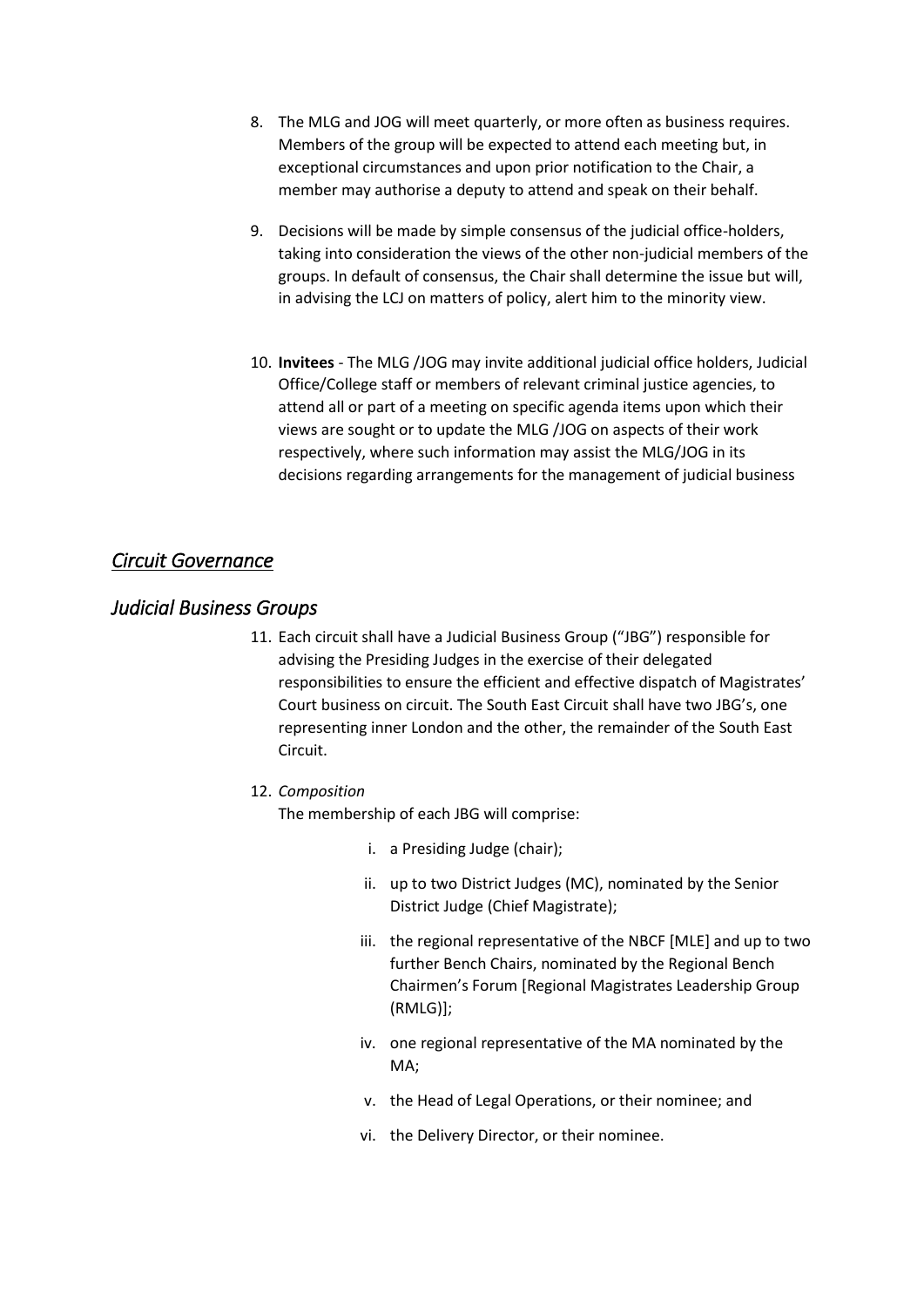8. The MLG and JOG will meet quarterly, or more often as business requires. Members of the group will be expected to attend each meeting but, in exceptional circumstances and upon prior notification to the Chair, a member may authorise a deputy to attend and speak on their behalf.

9. Decisions will be made by simple consensus of the judicial office-holders, taking into consideration the views of the other non-judicial members of the groups. In default of consensus, the Chair shall determine the issue but will, in advising the LCJ on matters of policy, alert him to the minority view.

10. **Invitees** - The MLG /JOG may invite additional judicial office holders, Judicial Office/College staff or members of relevant criminal justice agencies, to attend all or part of a meeting on specific agenda items upon which their views are sought or to update the MLG /JOG on aspects of their work respectively, where such information may assist the MLG/JOG in its decisions regarding arrangements for the management of judicial business

## *Circuit Governance*

## *Judicial Business Groups*

11. Each circuit shall have a Judicial Business Group ("JBG") responsible for advising the Presiding Judges in the exercise of their delegated responsibilities to ensure the efficient and effective dispatch of Magistrates' Court business on circuit. The South East Circuit shall have two JBG's, one representing inner London and the other, the remainder of the South East Circuit.

12. *Composition*

    The membership of each JBG will comprise:

    i. a Presiding Judge (chair);

    ii. up to two District Judges (MC), nominated by the Senior District Judge (Chief Magistrate);

    iii. the regional representative of the NBCF [MLE] and up to two further Bench Chairs, nominated by the Regional Bench Chairmen's Forum [Regional Magistrates Leadership Group (RMLG)];

    iv. one regional representative of the MA nominated by the MA;

    v. the Head of Legal Operations, or their nominee; and

    vi. the Delivery Director, or their nominee.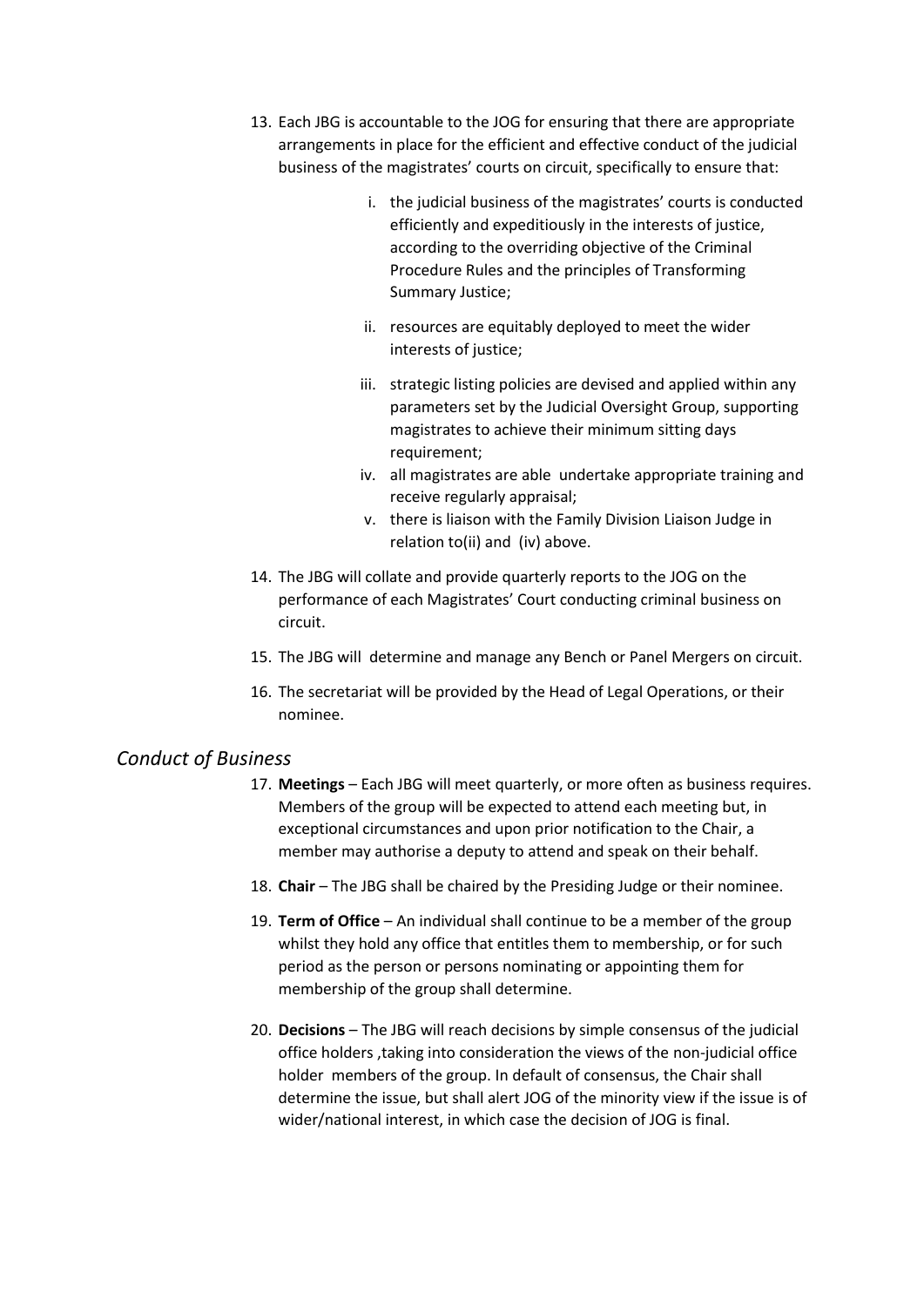13. Each JBG is accountable to the JOG for ensuring that there are appropriate arrangements in place for the efficient and effective conduct of the judicial business of the magistrates' courts on circuit, specifically to ensure that:

    i. the judicial business of the magistrates' courts is conducted efficiently and expeditiously in the interests of justice, according to the overriding objective of the Criminal Procedure Rules and the principles of Transforming Summary Justice;

    ii. resources are equitably deployed to meet the wider interests of justice;

    iii. strategic listing policies are devised and applied within any parameters set by the Judicial Oversight Group, supporting magistrates to achieve their minimum sitting days requirement;

    iv. all magistrates are able undertake appropriate training and receive regularly appraisal;

    v. there is liaison with the Family Division Liaison Judge in relation to(ii) and (iv) above.

14. The JBG will collate and provide quarterly reports to the JOG on the performance of each Magistrates' Court conducting criminal business on circuit.

15. The JBG will determine and manage any Bench or Panel Mergers on circuit.

16. The secretariat will be provided by the Head of Legal Operations, or their nominee.

## *Conduct of Business*

17. **Meetings** – Each JBG will meet quarterly, or more often as business requires. Members of the group will be expected to attend each meeting but, in exceptional circumstances and upon prior notification to the Chair, a member may authorise a deputy to attend and speak on their behalf.

18. **Chair** – The JBG shall be chaired by the Presiding Judge or their nominee.

19. **Term of Office** – An individual shall continue to be a member of the group whilst they hold any office that entitles them to membership, or for such period as the person or persons nominating or appointing them for membership of the group shall determine.

20. **Decisions** – The JBG will reach decisions by simple consensus of the judicial office holders ,taking into consideration the views of the non-judicial office holder members of the group. In default of consensus, the Chair shall determine the issue, but shall alert JOG of the minority view if the issue is of wider/national interest, in which case the decision of JOG is final.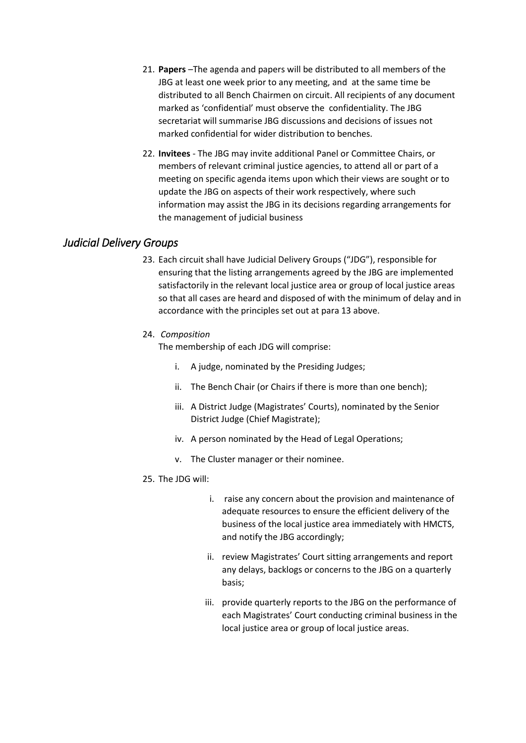21. **Papers** –The agenda and papers will be distributed to all members of the JBG at least one week prior to any meeting, and at the same time be distributed to all Bench Chairmen on circuit. All recipients of any document marked as 'confidential' must observe the confidentiality. The JBG secretariat will summarise JBG discussions and decisions of issues not marked confidential for wider distribution to benches.

22. **Invitees** - The JBG may invite additional Panel or Committee Chairs, or members of relevant criminal justice agencies, to attend all or part of a meeting on specific agenda items upon which their views are sought or to update the JBG on aspects of their work respectively, where such information may assist the JBG in its decisions regarding arrangements for the management of judicial business

## *Judicial Delivery Groups*

23. Each circuit shall have Judicial Delivery Groups ("JDG"), responsible for ensuring that the listing arrangements agreed by the JBG are implemented satisfactorily in the relevant local justice area or group of local justice areas so that all cases are heard and disposed of with the minimum of delay and in accordance with the principles set out at para 13 above.

24. *Composition*

    The membership of each JDG will comprise:

    i. A judge, nominated by the Presiding Judges;

    ii. The Bench Chair (or Chairs if there is more than one bench);

    iii. A District Judge (Magistrates' Courts), nominated by the Senior District Judge (Chief Magistrate);

    iv. A person nominated by the Head of Legal Operations;

    v. The Cluster manager or their nominee.

25. The JDG will:

    i. raise any concern about the provision and maintenance of adequate resources to ensure the efficient delivery of the business of the local justice area immediately with HMCTS, and notify the JBG accordingly;

    ii. review Magistrates' Court sitting arrangements and report any delays, backlogs or concerns to the JBG on a quarterly basis;

    iii. provide quarterly reports to the JBG on the performance of each Magistrates' Court conducting criminal business in the local justice area or group of local justice areas.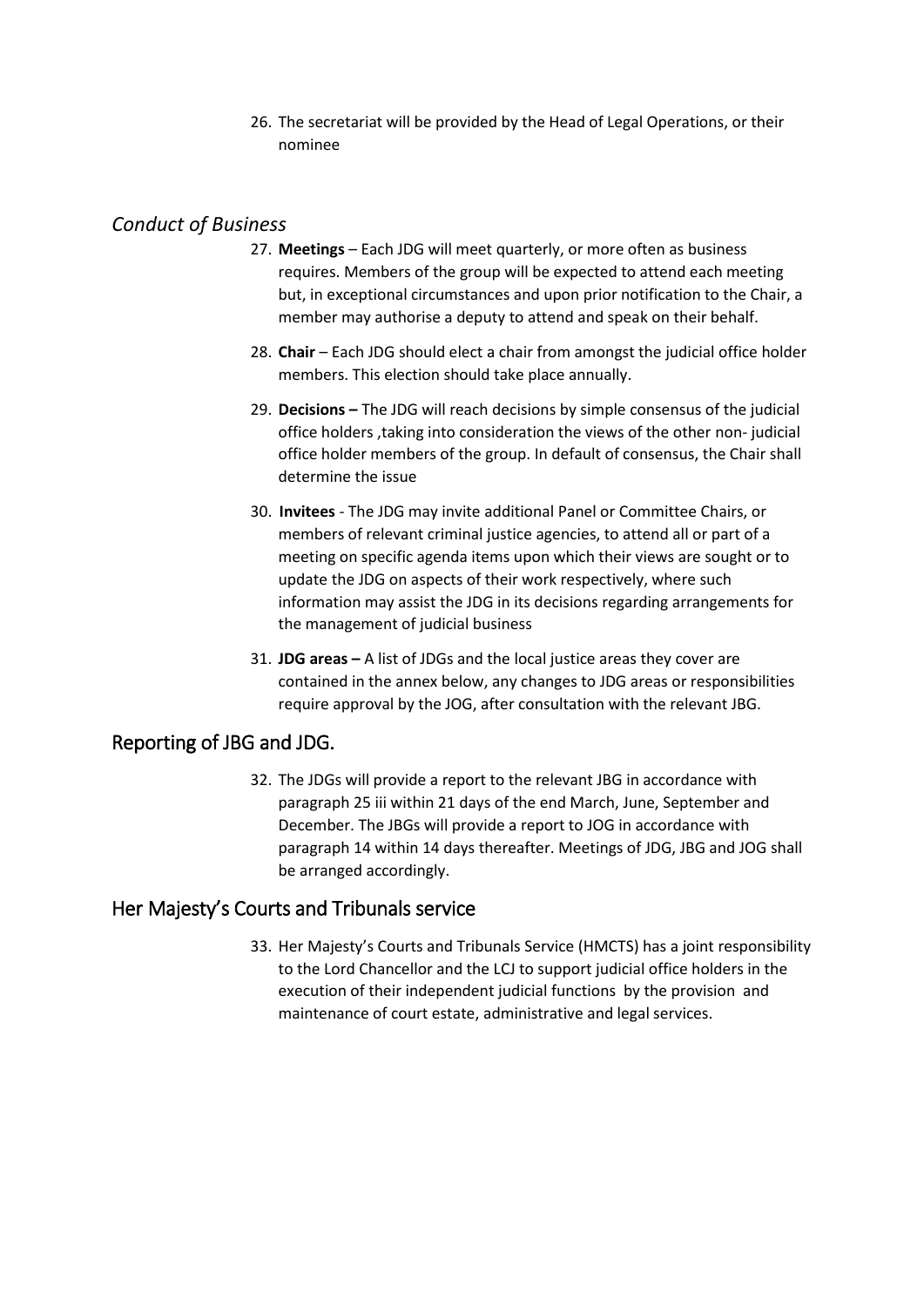26. The secretariat will be provided by the Head of Legal Operations, or their nominee

### *Conduct of Business*

27. **Meetings** – Each JDG will meet quarterly, or more often as business requires. Members of the group will be expected to attend each meeting but, in exceptional circumstances and upon prior notification to the Chair, a member may authorise a deputy to attend and speak on their behalf.

28. **Chair** – Each JDG should elect a chair from amongst the judicial office holder members. This election should take place annually.

29. **Decisions –** The JDG will reach decisions by simple consensus of the judicial office holders ,taking into consideration the views of the other non- judicial office holder members of the group. In default of consensus, the Chair shall determine the issue

30. **Invitees** - The JDG may invite additional Panel or Committee Chairs, or members of relevant criminal justice agencies, to attend all or part of a meeting on specific agenda items upon which their views are sought or to update the JDG on aspects of their work respectively, where such information may assist the JDG in its decisions regarding arrangements for the management of judicial business

31. **JDG areas –** A list of JDGs and the local justice areas they cover are contained in the annex below, any changes to JDG areas or responsibilities require approval by the JOG, after consultation with the relevant JBG.

## Reporting of JBG and JDG.

32. The JDGs will provide a report to the relevant JBG in accordance with paragraph 25 iii within 21 days of the end March, June, September and December. The JBGs will provide a report to JOG in accordance with paragraph 14 within 14 days thereafter. Meetings of JDG, JBG and JOG shall be arranged accordingly.

## Her Majesty's Courts and Tribunals service

33. Her Majesty's Courts and Tribunals Service (HMCTS) has a joint responsibility to the Lord Chancellor and the LCJ to support judicial office holders in the execution of their independent judicial functions by the provision and maintenance of court estate, administrative and legal services.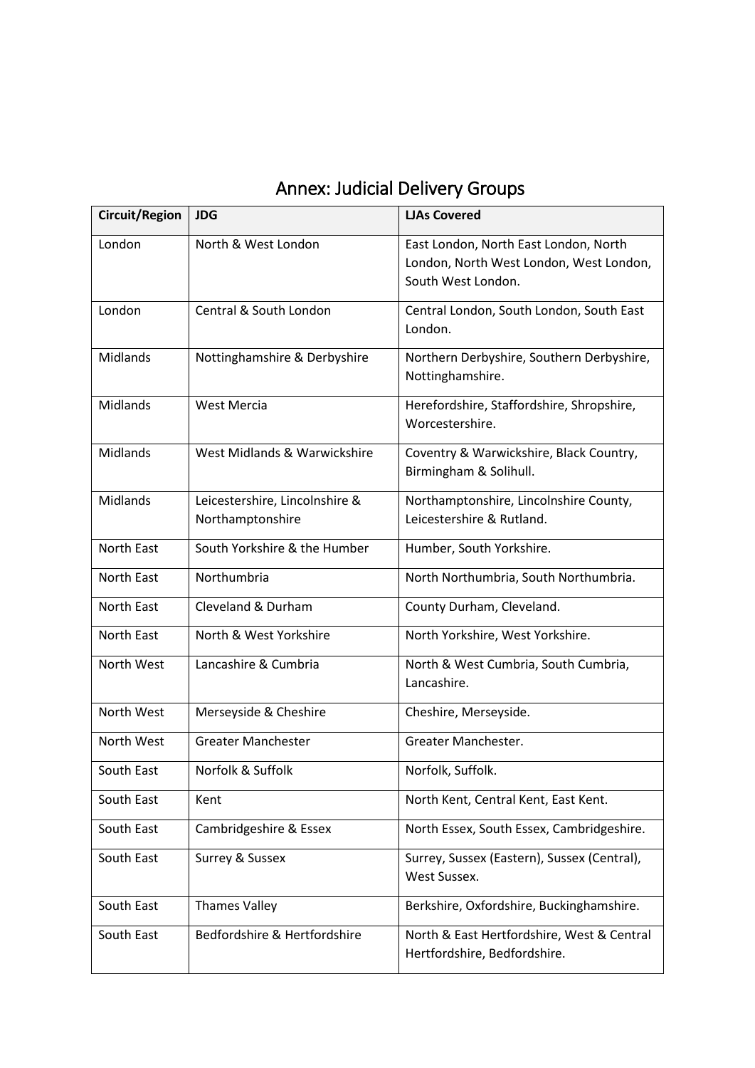# Annex: Judicial Delivery Groups

| Circuit/Region | JDG | LJAs Covered |
|---|---|---|
| London | North & West London | East London, North East London, North London, North West London, West London, South West London. |
| London | Central & South London | Central London, South London, South East London. |
| Midlands | Nottinghamshire & Derbyshire | Northern Derbyshire, Southern Derbyshire, Nottinghamshire. |
| Midlands | West Mercia | Herefordshire, Staffordshire, Shropshire, Worcestershire. |
| Midlands | West Midlands & Warwickshire | Coventry & Warwickshire, Black Country, Birmingham & Solihull. |
| Midlands | Leicestershire, Lincolnshire & Northamptonshire | Northamptonshire, Lincolnshire County, Leicestershire & Rutland. |
| North East | South Yorkshire & the Humber | Humber, South Yorkshire. |
| North East | Northumbria | North Northumbria, South Northumbria. |
| North East | Cleveland & Durham | County Durham, Cleveland. |
| North East | North & West Yorkshire | North Yorkshire, West Yorkshire. |
| North West | Lancashire & Cumbria | North & West Cumbria, South Cumbria, Lancashire. |
| North West | Merseyside & Cheshire | Cheshire, Merseyside. |
| North West | Greater Manchester | Greater Manchester. |
| South East | Norfolk & Suffolk | Norfolk, Suffolk. |
| South East | Kent | North Kent, Central Kent, East Kent. |
| South East | Cambridgeshire & Essex | North Essex, South Essex, Cambridgeshire. |
| South East | Surrey & Sussex | Surrey, Sussex (Eastern), Sussex (Central), West Sussex. |
| South East | Thames Valley | Berkshire, Oxfordshire, Buckinghamshire. |
| South East | Bedfordshire & Hertfordshire | North & East Hertfordshire, West & Central Hertfordshire, Bedfordshire. |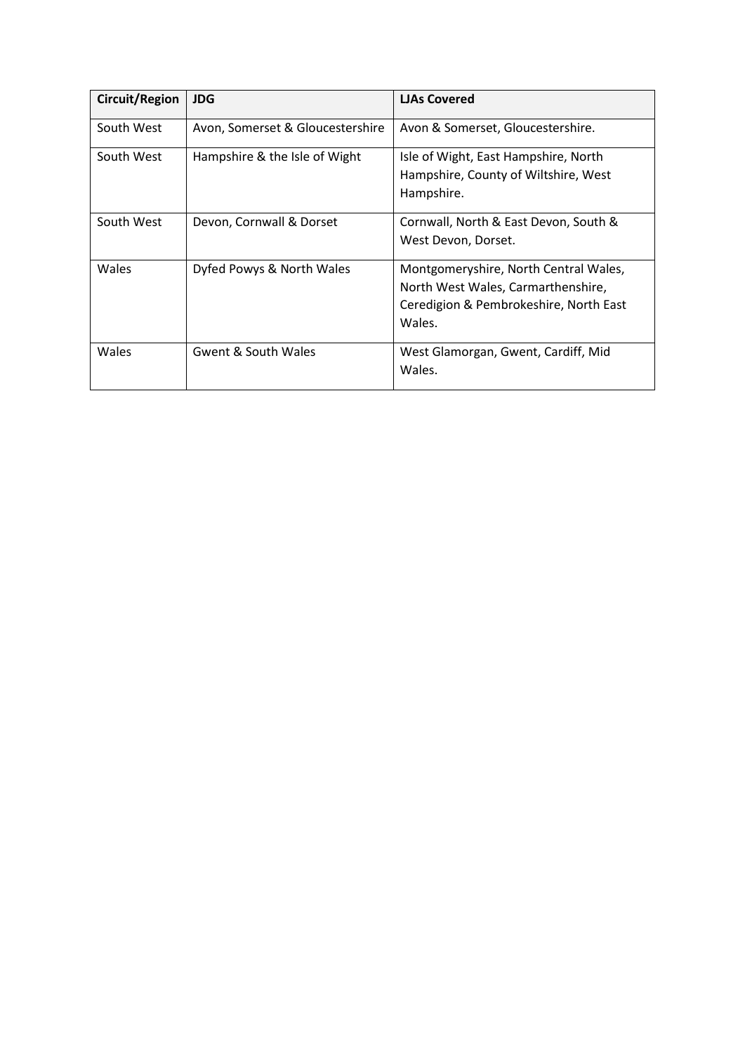| Circuit/Region | JDG | LJAs Covered |
| --- | --- | --- |
| South West | Avon, Somerset & Gloucestershire | Avon & Somerset, Gloucestershire. |
| South West | Hampshire & the Isle of Wight | Isle of Wight, East Hampshire, North Hampshire, County of Wiltshire, West Hampshire. |
| South West | Devon, Cornwall & Dorset | Cornwall, North & East Devon, South & West Devon, Dorset. |
| Wales | Dyfed Powys & North Wales | Montgomeryshire, North Central Wales, North West Wales, Carmarthenshire, Ceredigion & Pembrokeshire, North East Wales. |
| Wales | Gwent & South Wales | West Glamorgan, Gwent, Cardiff, Mid Wales. |